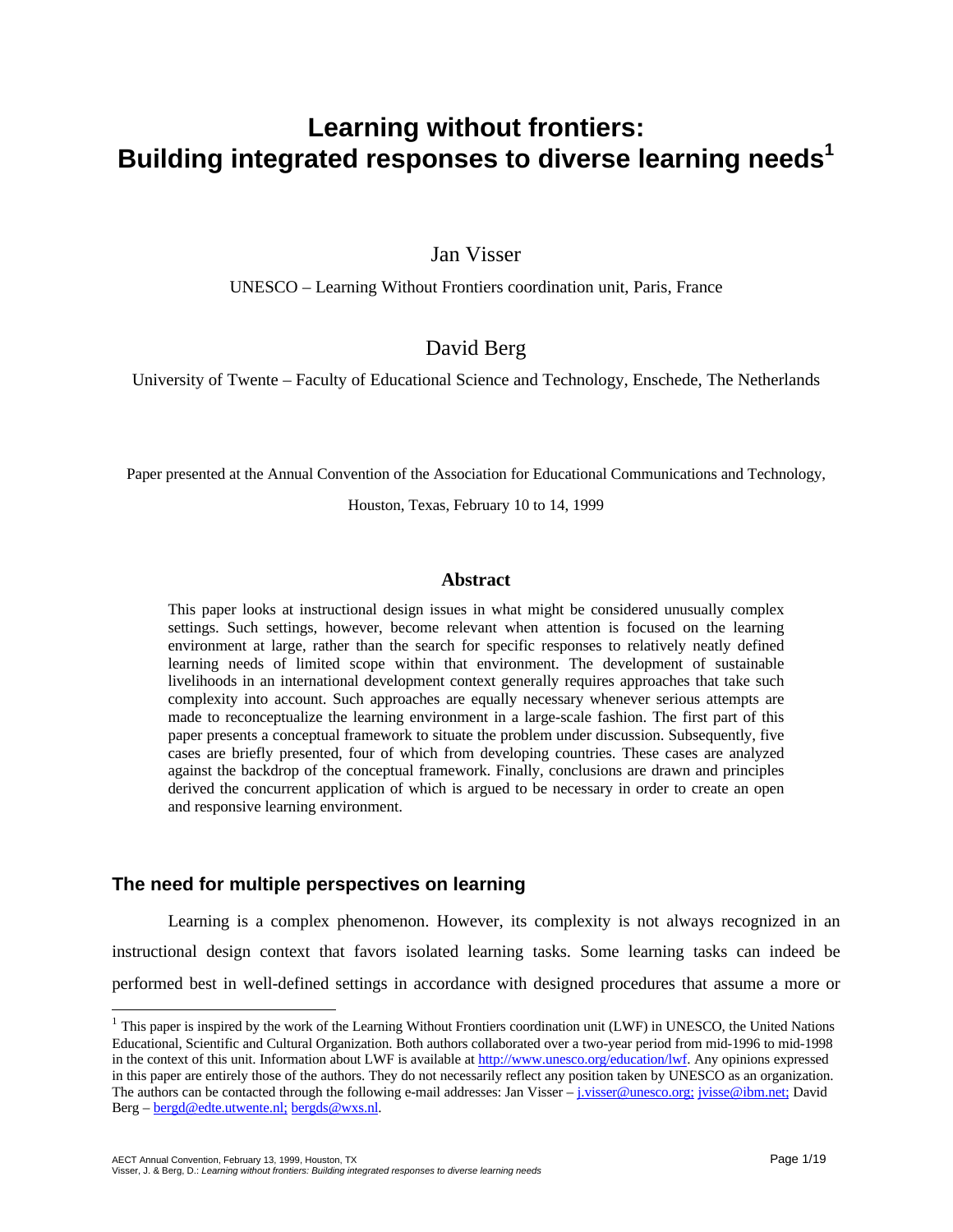# Learning without frontiers: Building integrated responses to diverse learning needs[1]

Jan Visser

UNESCO – Learning Without Frontiers coordination unit, Paris, France

David Berg

University of Twente – Faculty of Educational Science and Technology, Enschede, The Netherlands

Paper presented at the Annual Convention of the Association for Educational Communications and Technology, Houston, Texas, February 10 to 14, 1999

### Abstract

This paper looks at instructional design issues in what might be considered unusually complex settings. Such settings, however, become relevant when attention is focused on the learning environment at large, rather than the search for specific responses to relatively neatly defined learning needs of limited scope within that environment. The development of sustainable livelihoods in an international development context generally requires approaches that take such complexity into account. Such approaches are equally necessary whenever serious attempts are made to reconceptualize the learning environment in a large-scale fashion. The first part of this paper presents a conceptual framework to situate the problem under discussion. Subsequently, five cases are briefly presented, four of which from developing countries. These cases are analyzed against the backdrop of the conceptual framework. Finally, conclusions are drawn and principles derived the concurrent application of which is argued to be necessary in order to create an open and responsive learning environment.

## The need for multiple perspectives on learning

Learning is a complex phenomenon. However, its complexity is not always recognized in an instructional design context that favors isolated learning tasks. Some learning tasks can indeed be performed best in well-defined settings in accordance with designed procedures that assume a more or

---

[1] This paper is inspired by the work of the Learning Without Frontiers coordination unit (LWF) in UNESCO, the United Nations Educational, Scientific and Cultural Organization. Both authors collaborated over a two-year period from mid-1996 to mid-1998 in the context of this unit. Information about LWF is available at http://www.unesco.org/education/lwf. Any opinions expressed in this paper are entirely those of the authors. They do not necessarily reflect any position taken by UNESCO as an organization. The authors can be contacted through the following e-mail addresses: Jan Visser – j.visser@unesco.org; jvisse@ibm.net; David Berg – bergd@edte.utwente.nl; bergds@wxs.nl.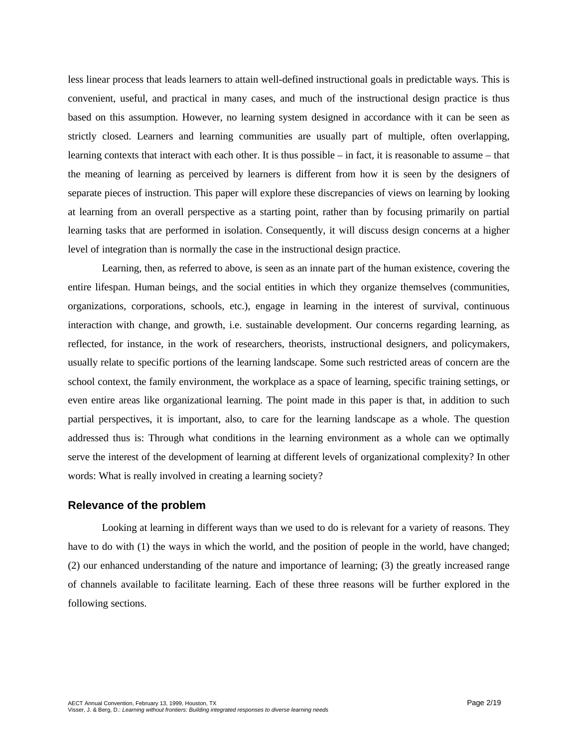less linear process that leads learners to attain well-defined instructional goals in predictable ways. This is convenient, useful, and practical in many cases, and much of the instructional design practice is thus based on this assumption. However, no learning system designed in accordance with it can be seen as strictly closed. Learners and learning communities are usually part of multiple, often overlapping, learning contexts that interact with each other. It is thus possible – in fact, it is reasonable to assume – that the meaning of learning as perceived by learners is different from how it is seen by the designers of separate pieces of instruction. This paper will explore these discrepancies of views on learning by looking at learning from an overall perspective as a starting point, rather than by focusing primarily on partial learning tasks that are performed in isolation. Consequently, it will discuss design concerns at a higher level of integration than is normally the case in the instructional design practice.

Learning, then, as referred to above, is seen as an innate part of the human existence, covering the entire lifespan. Human beings, and the social entities in which they organize themselves (communities, organizations, corporations, schools, etc.), engage in learning in the interest of survival, continuous interaction with change, and growth, i.e. sustainable development. Our concerns regarding learning, as reflected, for instance, in the work of researchers, theorists, instructional designers, and policymakers, usually relate to specific portions of the learning landscape. Some such restricted areas of concern are the school context, the family environment, the workplace as a space of learning, specific training settings, or even entire areas like organizational learning. The point made in this paper is that, in addition to such partial perspectives, it is important, also, to care for the learning landscape as a whole. The question addressed thus is: Through what conditions in the learning environment as a whole can we optimally serve the interest of the development of learning at different levels of organizational complexity? In other words: What is really involved in creating a learning society?

## Relevance of the problem

Looking at learning in different ways than we used to do is relevant for a variety of reasons. They have to do with (1) the ways in which the world, and the position of people in the world, have changed; (2) our enhanced understanding of the nature and importance of learning; (3) the greatly increased range of channels available to facilitate learning. Each of these three reasons will be further explored in the following sections.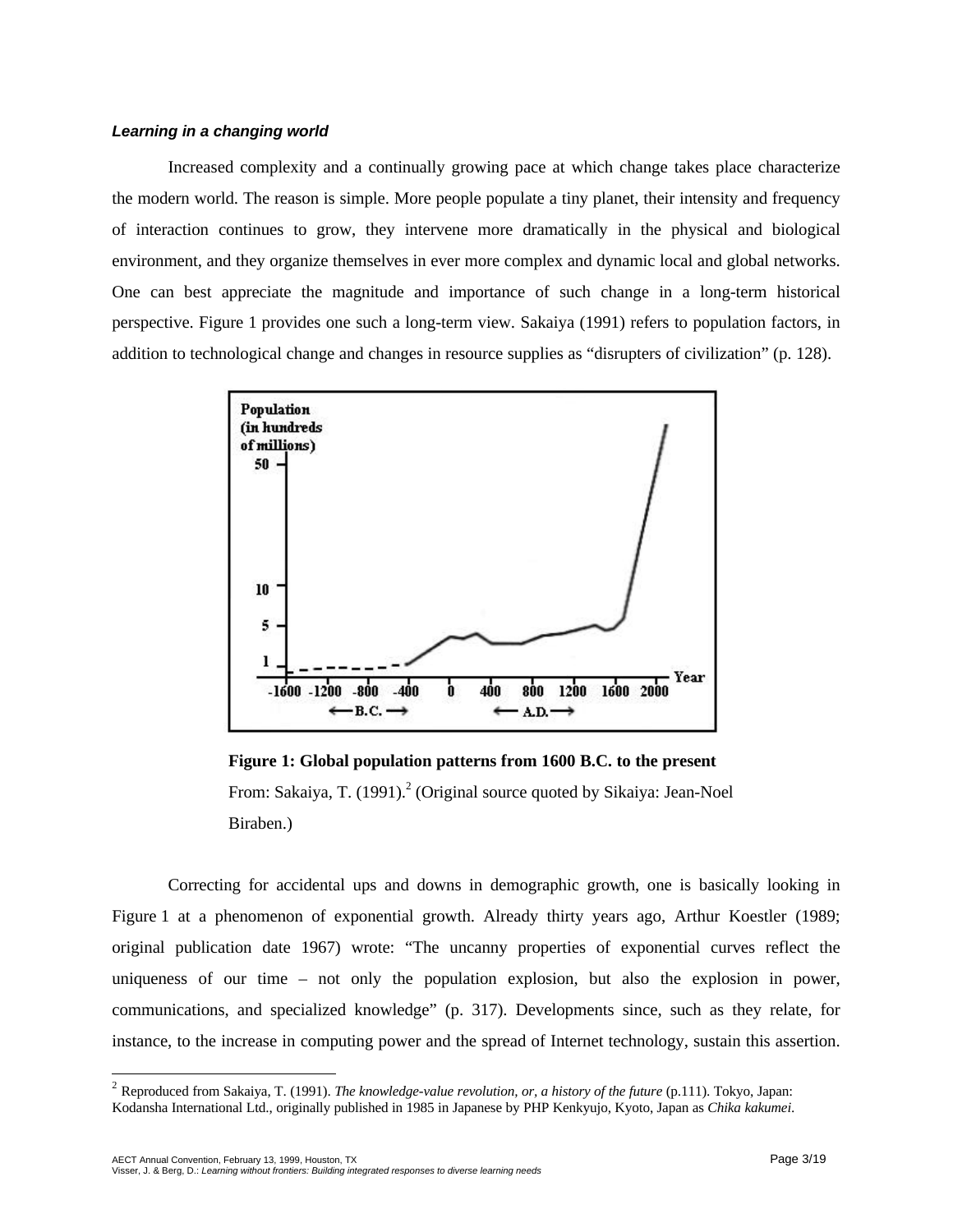### *Learning in a changing world*

Increased complexity and a continually growing pace at which change takes place characterize the modern world. The reason is simple. More people populate a tiny planet, their intensity and frequency of interaction continues to grow, they intervene more dramatically in the physical and biological environment, and they organize themselves in ever more complex and dynamic local and global networks. One can best appreciate the magnitude and importance of such change in a long-term historical perspective. Figure 1 provides one such a long-term view. Sakaiya (1991) refers to population factors, in addition to technological change and changes in resource supplies as "disrupters of civilization" (p. 128).

**Figure 1: Global population patterns from 1600 B.C. to the present**
From: Sakaiya, T. (1991).[2] (Original source quoted by Sikaiya: Jean-Noel Biraben.)

Correcting for accidental ups and downs in demographic growth, one is basically looking in Figure 1 at a phenomenon of exponential growth. Already thirty years ago, Arthur Koestler (1989; original publication date 1967) wrote: "The uncanny properties of exponential curves reflect the uniqueness of our time – not only the population explosion, but also the explosion in power, communications, and specialized knowledge" (p. 317). Developments since, such as they relate, for instance, to the increase in computing power and the spread of Internet technology, sustain this assertion.

---

[2] Reproduced from Sakaiya, T. (1991). *The knowledge-value revolution, or, a history of the future* (p.111). Tokyo, Japan: Kodansha International Ltd., originally published in 1985 in Japanese by PHP Kenkyujo, Kyoto, Japan as *Chika kakumei*.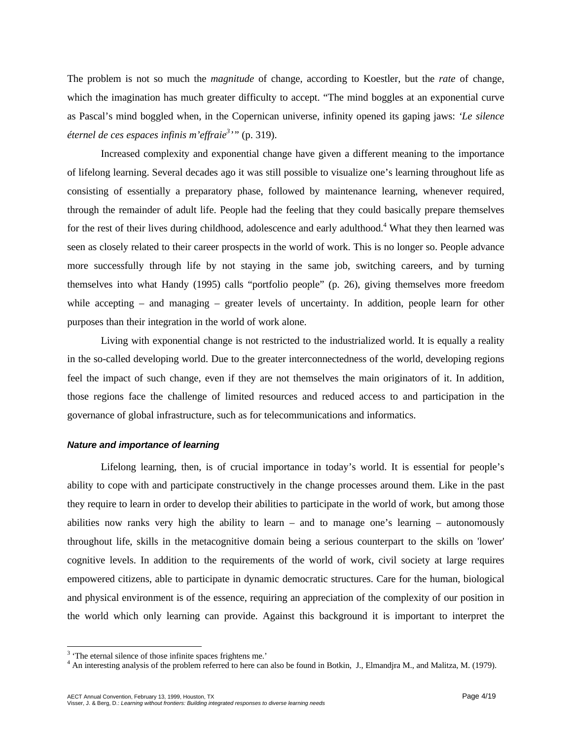The problem is not so much the *magnitude* of change, according to Koestler, but the *rate* of change, which the imagination has much greater difficulty to accept. "The mind boggles at an exponential curve as Pascal's mind boggled when, in the Copernican universe, infinity opened its gaping jaws: *'Le silence éternel de ces espaces infinis m'effraie*[3]*'*" (p. 319).

Increased complexity and exponential change have given a different meaning to the importance of lifelong learning. Several decades ago it was still possible to visualize one's learning throughout life as consisting of essentially a preparatory phase, followed by maintenance learning, whenever required, through the remainder of adult life. People had the feeling that they could basically prepare themselves for the rest of their lives during childhood, adolescence and early adulthood.[4] What they then learned was seen as closely related to their career prospects in the world of work. This is no longer so. People advance more successfully through life by not staying in the same job, switching careers, and by turning themselves into what Handy (1995) calls "portfolio people" (p. 26), giving themselves more freedom while accepting – and managing – greater levels of uncertainty. In addition, people learn for other purposes than their integration in the world of work alone.

Living with exponential change is not restricted to the industrialized world. It is equally a reality in the so-called developing world. Due to the greater interconnectedness of the world, developing regions feel the impact of such change, even if they are not themselves the main originators of it. In addition, those regions face the challenge of limited resources and reduced access to and participation in the governance of global infrastructure, such as for telecommunications and informatics.

### *Nature and importance of learning*

Lifelong learning, then, is of crucial importance in today's world. It is essential for people's ability to cope with and participate constructively in the change processes around them. Like in the past they require to learn in order to develop their abilities to participate in the world of work, but among those abilities now ranks very high the ability to learn – and to manage one's learning – autonomously throughout life, skills in the metacognitive domain being a serious counterpart to the skills on 'lower' cognitive levels. In addition to the requirements of the world of work, civil society at large requires empowered citizens, able to participate in dynamic democratic structures. Care for the human, biological and physical environment is of the essence, requiring an appreciation of the complexity of our position in the world which only learning can provide. Against this background it is important to interpret the

---

[3] 'The eternal silence of those infinite spaces frightens me.'

[4] An interesting analysis of the problem referred to here can also be found in Botkin, J., Elmandjra M., and Malitza, M. (1979).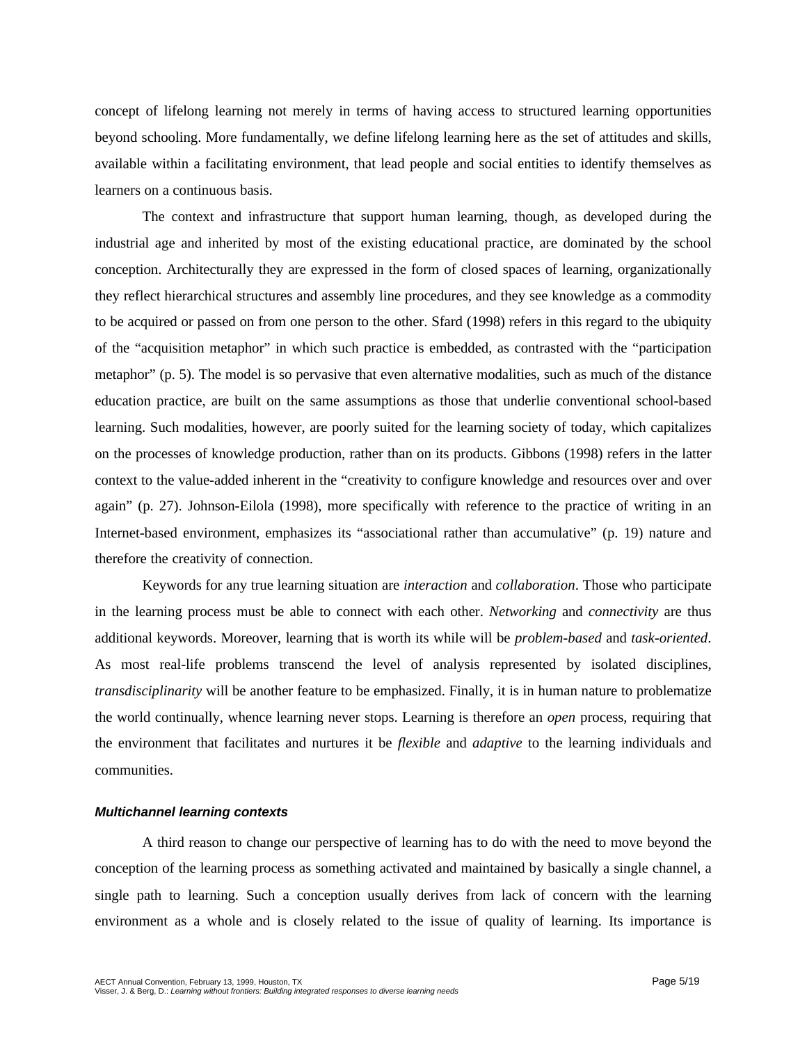concept of lifelong learning not merely in terms of having access to structured learning opportunities beyond schooling. More fundamentally, we define lifelong learning here as the set of attitudes and skills, available within a facilitating environment, that lead people and social entities to identify themselves as learners on a continuous basis.

The context and infrastructure that support human learning, though, as developed during the industrial age and inherited by most of the existing educational practice, are dominated by the school conception. Architecturally they are expressed in the form of closed spaces of learning, organizationally they reflect hierarchical structures and assembly line procedures, and they see knowledge as a commodity to be acquired or passed on from one person to the other. Sfard (1998) refers in this regard to the ubiquity of the "acquisition metaphor" in which such practice is embedded, as contrasted with the "participation metaphor" (p. 5). The model is so pervasive that even alternative modalities, such as much of the distance education practice, are built on the same assumptions as those that underlie conventional school-based learning. Such modalities, however, are poorly suited for the learning society of today, which capitalizes on the processes of knowledge production, rather than on its products. Gibbons (1998) refers in the latter context to the value-added inherent in the "creativity to configure knowledge and resources over and over again" (p. 27). Johnson-Eilola (1998), more specifically with reference to the practice of writing in an Internet-based environment, emphasizes its "associational rather than accumulative" (p. 19) nature and therefore the creativity of connection.

Keywords for any true learning situation are *interaction* and *collaboration*. Those who participate in the learning process must be able to connect with each other. *Networking* and *connectivity* are thus additional keywords. Moreover, learning that is worth its while will be *problem-based* and *task-oriented*. As most real-life problems transcend the level of analysis represented by isolated disciplines, *transdisciplinarity* will be another feature to be emphasized. Finally, it is in human nature to problematize the world continually, whence learning never stops. Learning is therefore an *open* process, requiring that the environment that facilitates and nurtures it be *flexible* and *adaptive* to the learning individuals and communities.

### Multichannel learning contexts

A third reason to change our perspective of learning has to do with the need to move beyond the conception of the learning process as something activated and maintained by basically a single channel, a single path to learning. Such a conception usually derives from lack of concern with the learning environment as a whole and is closely related to the issue of quality of learning. Its importance is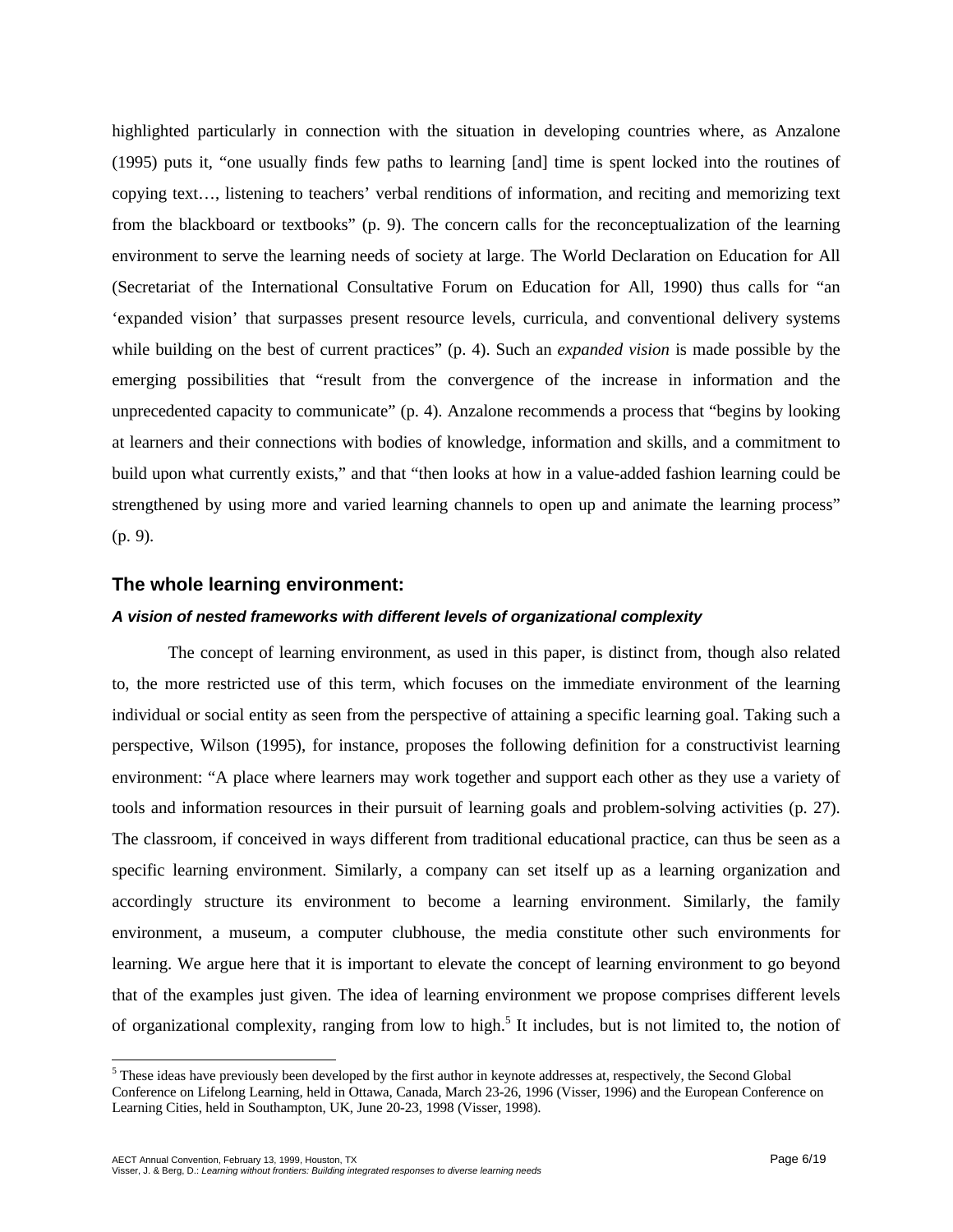highlighted particularly in connection with the situation in developing countries where, as Anzalone (1995) puts it, "one usually finds few paths to learning [and] time is spent locked into the routines of copying text…, listening to teachers' verbal renditions of information, and reciting and memorizing text from the blackboard or textbooks" (p. 9). The concern calls for the reconceptualization of the learning environment to serve the learning needs of society at large. The World Declaration on Education for All (Secretariat of the International Consultative Forum on Education for All, 1990) thus calls for "an 'expanded vision' that surpasses present resource levels, curricula, and conventional delivery systems while building on the best of current practices" (p. 4). Such an *expanded vision* is made possible by the emerging possibilities that "result from the convergence of the increase in information and the unprecedented capacity to communicate" (p. 4). Anzalone recommends a process that "begins by looking at learners and their connections with bodies of knowledge, information and skills, and a commitment to build upon what currently exists," and that "then looks at how in a value-added fashion learning could be strengthened by using more and varied learning channels to open up and animate the learning process" (p. 9).

## The whole learning environment:

### *A vision of nested frameworks with different levels of organizational complexity*

The concept of learning environment, as used in this paper, is distinct from, though also related to, the more restricted use of this term, which focuses on the immediate environment of the learning individual or social entity as seen from the perspective of attaining a specific learning goal. Taking such a perspective, Wilson (1995), for instance, proposes the following definition for a constructivist learning environment: "A place where learners may work together and support each other as they use a variety of tools and information resources in their pursuit of learning goals and problem-solving activities (p. 27). The classroom, if conceived in ways different from traditional educational practice, can thus be seen as a specific learning environment. Similarly, a company can set itself up as a learning organization and accordingly structure its environment to become a learning environment. Similarly, the family environment, a museum, a computer clubhouse, the media constitute other such environments for learning. We argue here that it is important to elevate the concept of learning environment to go beyond that of the examples just given. The idea of learning environment we propose comprises different levels of organizational complexity, ranging from low to high.[5] It includes, but is not limited to, the notion of

[5] These ideas have previously been developed by the first author in keynote addresses at, respectively, the Second Global Conference on Lifelong Learning, held in Ottawa, Canada, March 23-26, 1996 (Visser, 1996) and the European Conference on Learning Cities, held in Southampton, UK, June 20-23, 1998 (Visser, 1998).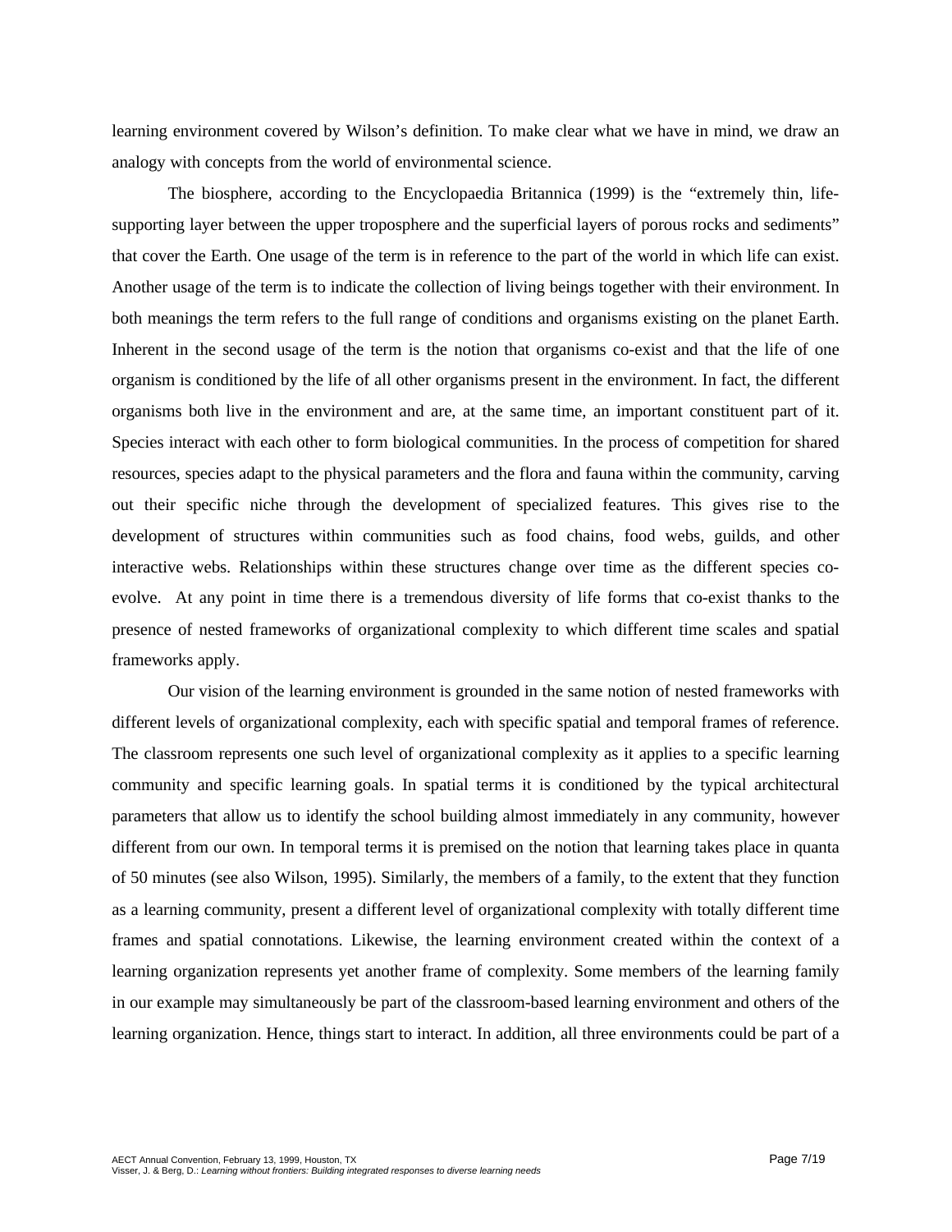learning environment covered by Wilson's definition. To make clear what we have in mind, we draw an analogy with concepts from the world of environmental science.

The biosphere, according to the Encyclopaedia Britannica (1999) is the "extremely thin, life-supporting layer between the upper troposphere and the superficial layers of porous rocks and sediments" that cover the Earth. One usage of the term is in reference to the part of the world in which life can exist. Another usage of the term is to indicate the collection of living beings together with their environment. In both meanings the term refers to the full range of conditions and organisms existing on the planet Earth. Inherent in the second usage of the term is the notion that organisms co-exist and that the life of one organism is conditioned by the life of all other organisms present in the environment. In fact, the different organisms both live in the environment and are, at the same time, an important constituent part of it. Species interact with each other to form biological communities. In the process of competition for shared resources, species adapt to the physical parameters and the flora and fauna within the community, carving out their specific niche through the development of specialized features. This gives rise to the development of structures within communities such as food chains, food webs, guilds, and other interactive webs. Relationships within these structures change over time as the different species co-evolve. At any point in time there is a tremendous diversity of life forms that co-exist thanks to the presence of nested frameworks of organizational complexity to which different time scales and spatial frameworks apply.

Our vision of the learning environment is grounded in the same notion of nested frameworks with different levels of organizational complexity, each with specific spatial and temporal frames of reference. The classroom represents one such level of organizational complexity as it applies to a specific learning community and specific learning goals. In spatial terms it is conditioned by the typical architectural parameters that allow us to identify the school building almost immediately in any community, however different from our own. In temporal terms it is premised on the notion that learning takes place in quanta of 50 minutes (see also Wilson, 1995). Similarly, the members of a family, to the extent that they function as a learning community, present a different level of organizational complexity with totally different time frames and spatial connotations. Likewise, the learning environment created within the context of a learning organization represents yet another frame of complexity. Some members of the learning family in our example may simultaneously be part of the classroom-based learning environment and others of the learning organization. Hence, things start to interact. In addition, all three environments could be part of a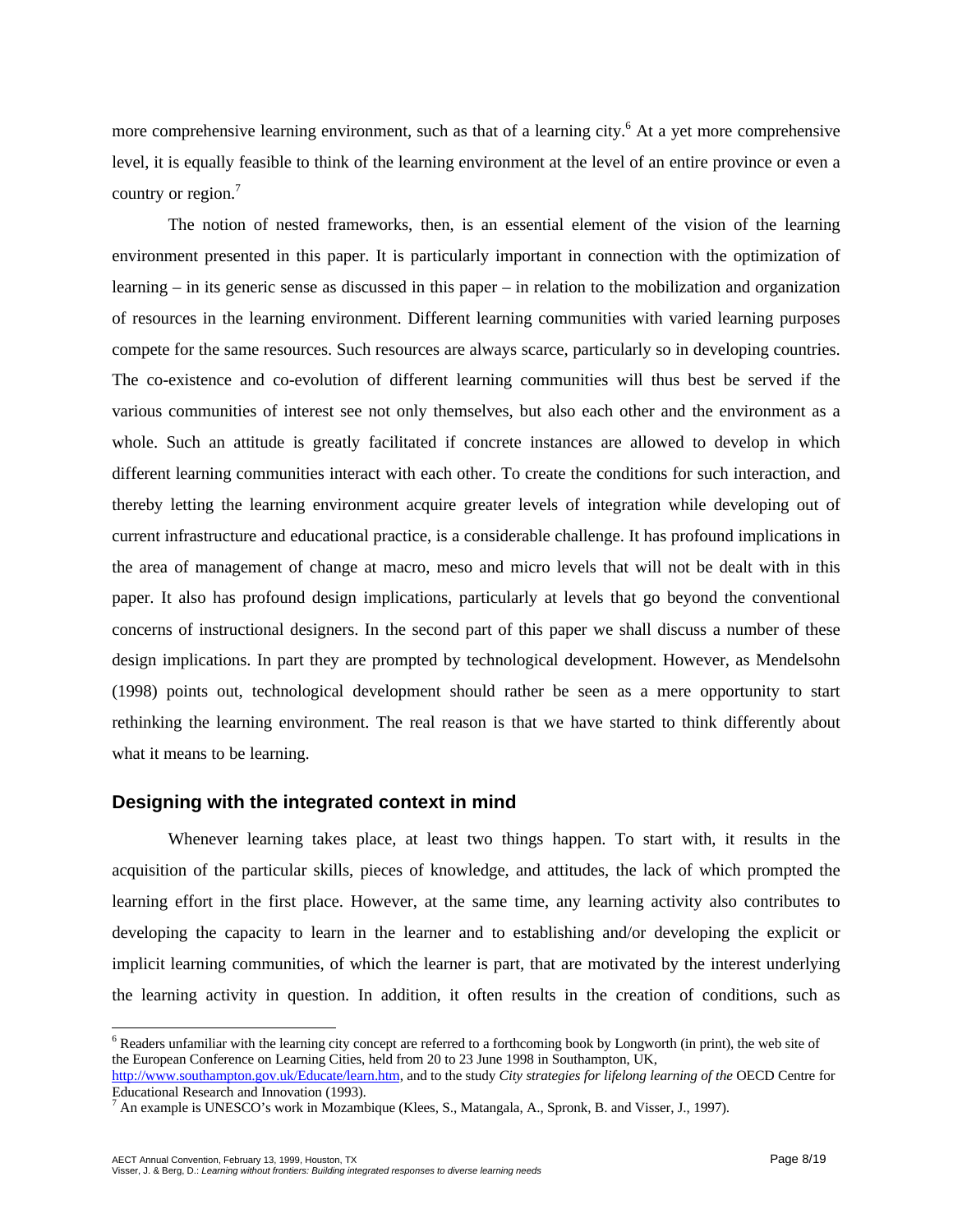more comprehensive learning environment, such as that of a learning city.[6] At a yet more comprehensive level, it is equally feasible to think of the learning environment at the level of an entire province or even a country or region.[7]

The notion of nested frameworks, then, is an essential element of the vision of the learning environment presented in this paper. It is particularly important in connection with the optimization of learning – in its generic sense as discussed in this paper – in relation to the mobilization and organization of resources in the learning environment. Different learning communities with varied learning purposes compete for the same resources. Such resources are always scarce, particularly so in developing countries. The co-existence and co-evolution of different learning communities will thus best be served if the various communities of interest see not only themselves, but also each other and the environment as a whole. Such an attitude is greatly facilitated if concrete instances are allowed to develop in which different learning communities interact with each other. To create the conditions for such interaction, and thereby letting the learning environment acquire greater levels of integration while developing out of current infrastructure and educational practice, is a considerable challenge. It has profound implications in the area of management of change at macro, meso and micro levels that will not be dealt with in this paper. It also has profound design implications, particularly at levels that go beyond the conventional concerns of instructional designers. In the second part of this paper we shall discuss a number of these design implications. In part they are prompted by technological development. However, as Mendelsohn (1998) points out, technological development should rather be seen as a mere opportunity to start rethinking the learning environment. The real reason is that we have started to think differently about what it means to be learning.

## Designing with the integrated context in mind

Whenever learning takes place, at least two things happen. To start with, it results in the acquisition of the particular skills, pieces of knowledge, and attitudes, the lack of which prompted the learning effort in the first place. However, at the same time, any learning activity also contributes to developing the capacity to learn in the learner and to establishing and/or developing the explicit or implicit learning communities, of which the learner is part, that are motivated by the interest underlying the learning activity in question. In addition, it often results in the creation of conditions, such as

---

[6] Readers unfamiliar with the learning city concept are referred to a forthcoming book by Longworth (in print), the web site of the European Conference on Learning Cities, held from 20 to 23 June 1998 in Southampton, UK, http://www.southampton.gov.uk/Educate/learn.htm, and to the study *City strategies for lifelong learning of the* OECD Centre for Educational Research and Innovation (1993).

[7] An example is UNESCO's work in Mozambique (Klees, S., Matangala, A., Spronk, B. and Visser, J., 1997).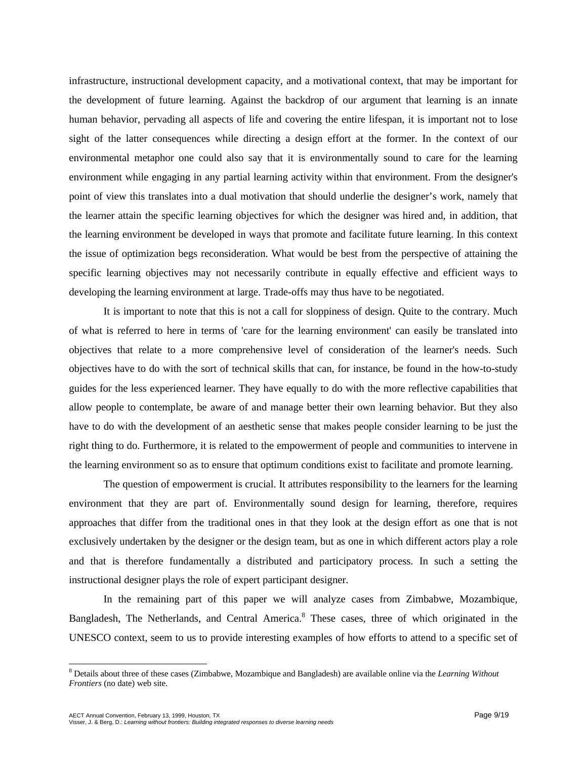infrastructure, instructional development capacity, and a motivational context, that may be important for the development of future learning. Against the backdrop of our argument that learning is an innate human behavior, pervading all aspects of life and covering the entire lifespan, it is important not to lose sight of the latter consequences while directing a design effort at the former. In the context of our environmental metaphor one could also say that it is environmentally sound to care for the learning environment while engaging in any partial learning activity within that environment. From the designer's point of view this translates into a dual motivation that should underlie the designer's work, namely that the learner attain the specific learning objectives for which the designer was hired and, in addition, that the learning environment be developed in ways that promote and facilitate future learning. In this context the issue of optimization begs reconsideration. What would be best from the perspective of attaining the specific learning objectives may not necessarily contribute in equally effective and efficient ways to developing the learning environment at large. Trade-offs may thus have to be negotiated.

It is important to note that this is not a call for sloppiness of design. Quite to the contrary. Much of what is referred to here in terms of 'care for the learning environment' can easily be translated into objectives that relate to a more comprehensive level of consideration of the learner's needs. Such objectives have to do with the sort of technical skills that can, for instance, be found in the how-to-study guides for the less experienced learner. They have equally to do with the more reflective capabilities that allow people to contemplate, be aware of and manage better their own learning behavior. But they also have to do with the development of an aesthetic sense that makes people consider learning to be just the right thing to do. Furthermore, it is related to the empowerment of people and communities to intervene in the learning environment so as to ensure that optimum conditions exist to facilitate and promote learning.

The question of empowerment is crucial. It attributes responsibility to the learners for the learning environment that they are part of. Environmentally sound design for learning, therefore, requires approaches that differ from the traditional ones in that they look at the design effort as one that is not exclusively undertaken by the designer or the design team, but as one in which different actors play a role and that is therefore fundamentally a distributed and participatory process. In such a setting the instructional designer plays the role of expert participant designer.

In the remaining part of this paper we will analyze cases from Zimbabwe, Mozambique, Bangladesh, The Netherlands, and Central America.[8] These cases, three of which originated in the UNESCO context, seem to us to provide interesting examples of how efforts to attend to a specific set of

---

[8] Details about three of these cases (Zimbabwe, Mozambique and Bangladesh) are available online via the *Learning Without Frontiers* (no date) web site.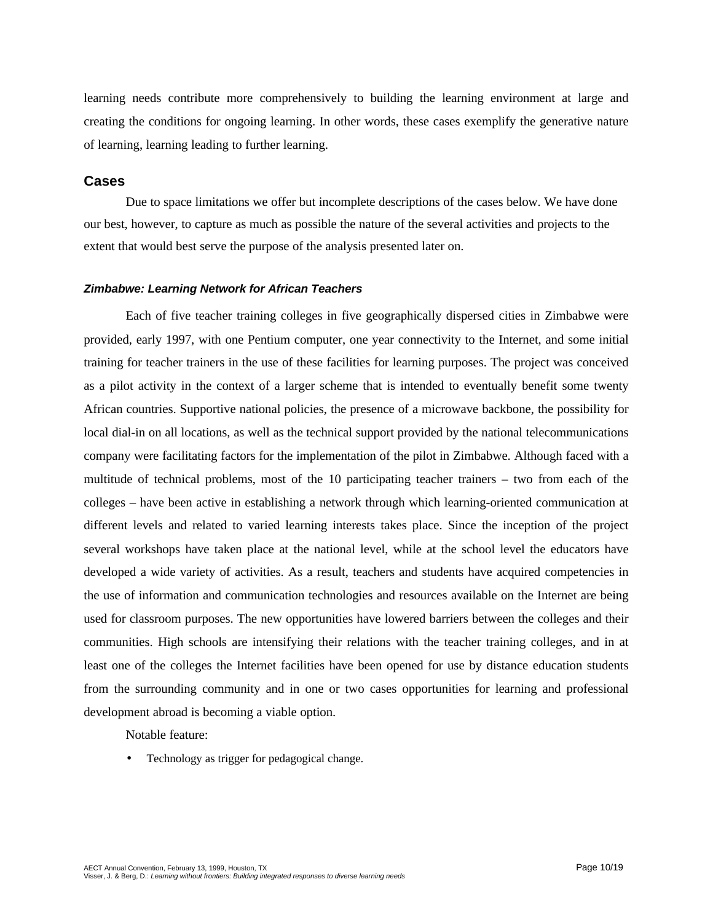learning needs contribute more comprehensively to building the learning environment at large and creating the conditions for ongoing learning. In other words, these cases exemplify the generative nature of learning, learning leading to further learning.

## Cases

Due to space limitations we offer but incomplete descriptions of the cases below. We have done our best, however, to capture as much as possible the nature of the several activities and projects to the extent that would best serve the purpose of the analysis presented later on.

### *Zimbabwe: Learning Network for African Teachers*

Each of five teacher training colleges in five geographically dispersed cities in Zimbabwe were provided, early 1997, with one Pentium computer, one year connectivity to the Internet, and some initial training for teacher trainers in the use of these facilities for learning purposes. The project was conceived as a pilot activity in the context of a larger scheme that is intended to eventually benefit some twenty African countries. Supportive national policies, the presence of a microwave backbone, the possibility for local dial-in on all locations, as well as the technical support provided by the national telecommunications company were facilitating factors for the implementation of the pilot in Zimbabwe. Although faced with a multitude of technical problems, most of the 10 participating teacher trainers – two from each of the colleges – have been active in establishing a network through which learning-oriented communication at different levels and related to varied learning interests takes place. Since the inception of the project several workshops have taken place at the national level, while at the school level the educators have developed a wide variety of activities. As a result, teachers and students have acquired competencies in the use of information and communication technologies and resources available on the Internet are being used for classroom purposes. The new opportunities have lowered barriers between the colleges and their communities. High schools are intensifying their relations with the teacher training colleges, and in at least one of the colleges the Internet facilities have been opened for use by distance education students from the surrounding community and in one or two cases opportunities for learning and professional development abroad is becoming a viable option.

Notable feature:

- Technology as trigger for pedagogical change.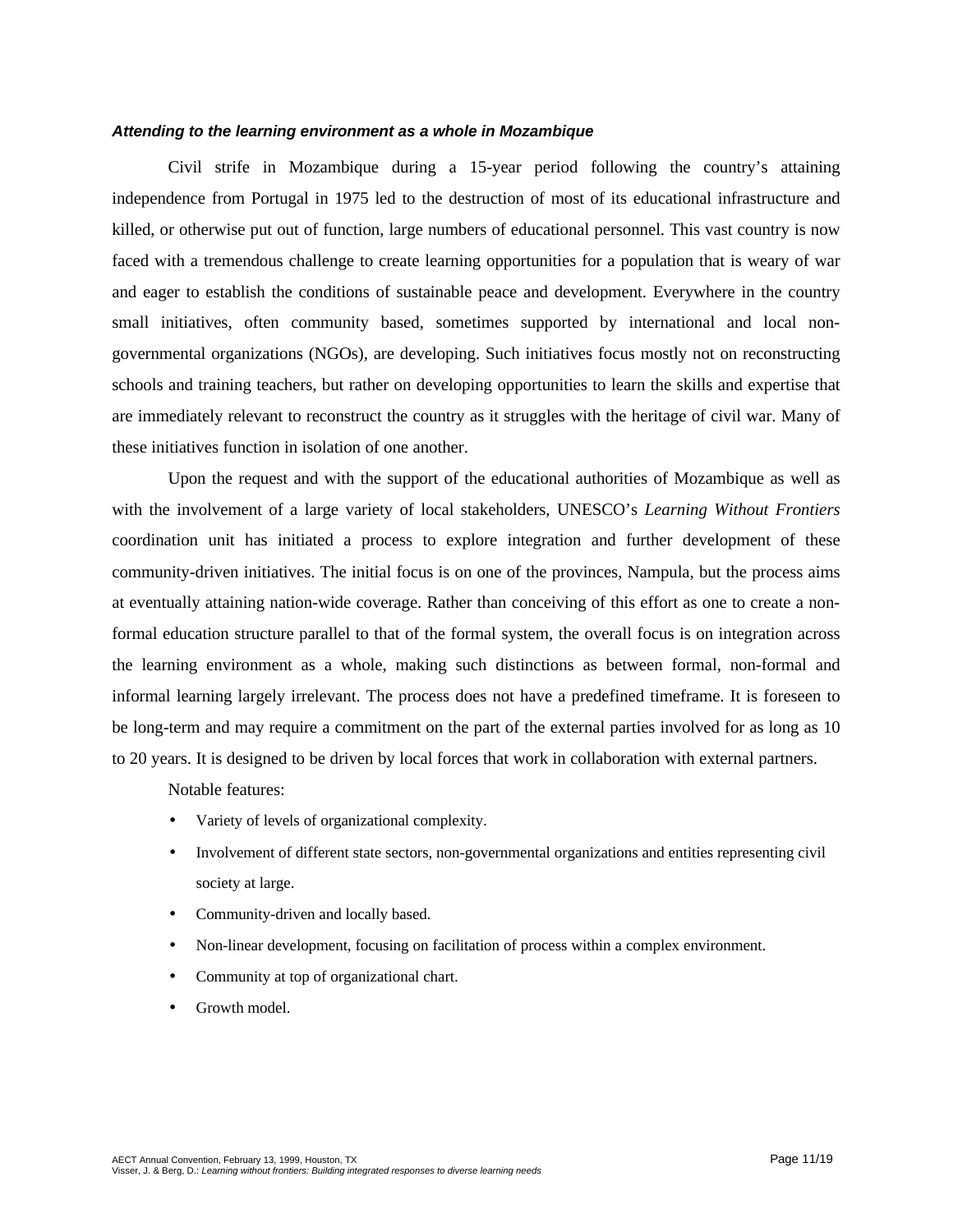### *Attending to the learning environment as a whole in Mozambique*

Civil strife in Mozambique during a 15-year period following the country's attaining independence from Portugal in 1975 led to the destruction of most of its educational infrastructure and killed, or otherwise put out of function, large numbers of educational personnel. This vast country is now faced with a tremendous challenge to create learning opportunities for a population that is weary of war and eager to establish the conditions of sustainable peace and development. Everywhere in the country small initiatives, often community based, sometimes supported by international and local non-governmental organizations (NGOs), are developing. Such initiatives focus mostly not on reconstructing schools and training teachers, but rather on developing opportunities to learn the skills and expertise that are immediately relevant to reconstruct the country as it struggles with the heritage of civil war. Many of these initiatives function in isolation of one another.

Upon the request and with the support of the educational authorities of Mozambique as well as with the involvement of a large variety of local stakeholders, UNESCO's *Learning Without Frontiers* coordination unit has initiated a process to explore integration and further development of these community-driven initiatives. The initial focus is on one of the provinces, Nampula, but the process aims at eventually attaining nation-wide coverage. Rather than conceiving of this effort as one to create a non-formal education structure parallel to that of the formal system, the overall focus is on integration across the learning environment as a whole, making such distinctions as between formal, non-formal and informal learning largely irrelevant. The process does not have a predefined timeframe. It is foreseen to be long-term and may require a commitment on the part of the external parties involved for as long as 10 to 20 years. It is designed to be driven by local forces that work in collaboration with external partners.

Notable features:

- Variety of levels of organizational complexity.
- Involvement of different state sectors, non-governmental organizations and entities representing civil society at large.
- Community-driven and locally based.
- Non-linear development, focusing on facilitation of process within a complex environment.
- Community at top of organizational chart.
- Growth model.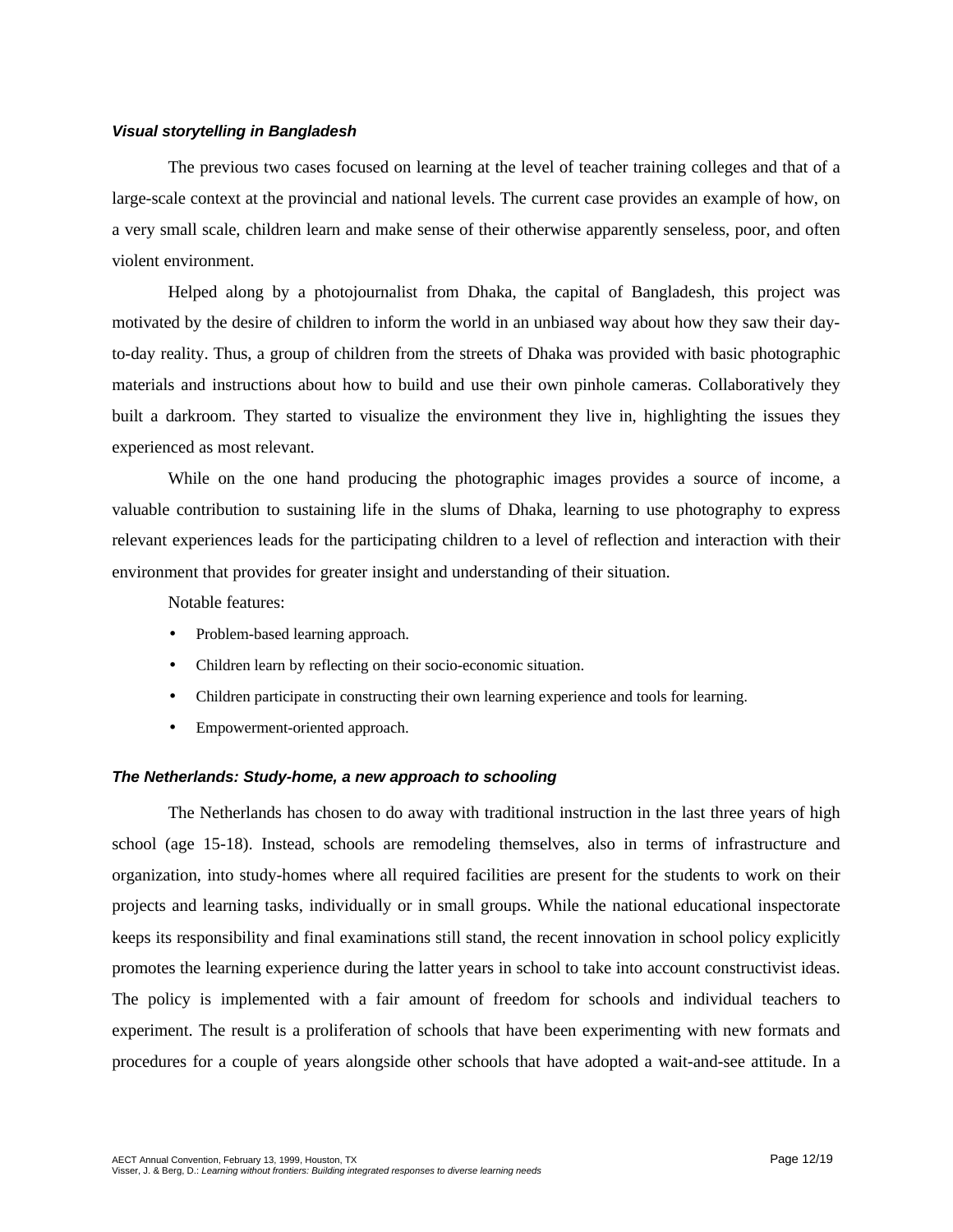### *Visual storytelling in Bangladesh*

The previous two cases focused on learning at the level of teacher training colleges and that of a large-scale context at the provincial and national levels. The current case provides an example of how, on a very small scale, children learn and make sense of their otherwise apparently senseless, poor, and often violent environment.

Helped along by a photojournalist from Dhaka, the capital of Bangladesh, this project was motivated by the desire of children to inform the world in an unbiased way about how they saw their day-to-day reality. Thus, a group of children from the streets of Dhaka was provided with basic photographic materials and instructions about how to build and use their own pinhole cameras. Collaboratively they built a darkroom. They started to visualize the environment they live in, highlighting the issues they experienced as most relevant.

While on the one hand producing the photographic images provides a source of income, a valuable contribution to sustaining life in the slums of Dhaka, learning to use photography to express relevant experiences leads for the participating children to a level of reflection and interaction with their environment that provides for greater insight and understanding of their situation.

Notable features:

- Problem-based learning approach.
- Children learn by reflecting on their socio-economic situation.
- Children participate in constructing their own learning experience and tools for learning.
- Empowerment-oriented approach.

### *The Netherlands: Study-home, a new approach to schooling*

The Netherlands has chosen to do away with traditional instruction in the last three years of high school (age 15-18). Instead, schools are remodeling themselves, also in terms of infrastructure and organization, into study-homes where all required facilities are present for the students to work on their projects and learning tasks, individually or in small groups. While the national educational inspectorate keeps its responsibility and final examinations still stand, the recent innovation in school policy explicitly promotes the learning experience during the latter years in school to take into account constructivist ideas. The policy is implemented with a fair amount of freedom for schools and individual teachers to experiment. The result is a proliferation of schools that have been experimenting with new formats and procedures for a couple of years alongside other schools that have adopted a wait-and-see attitude. In a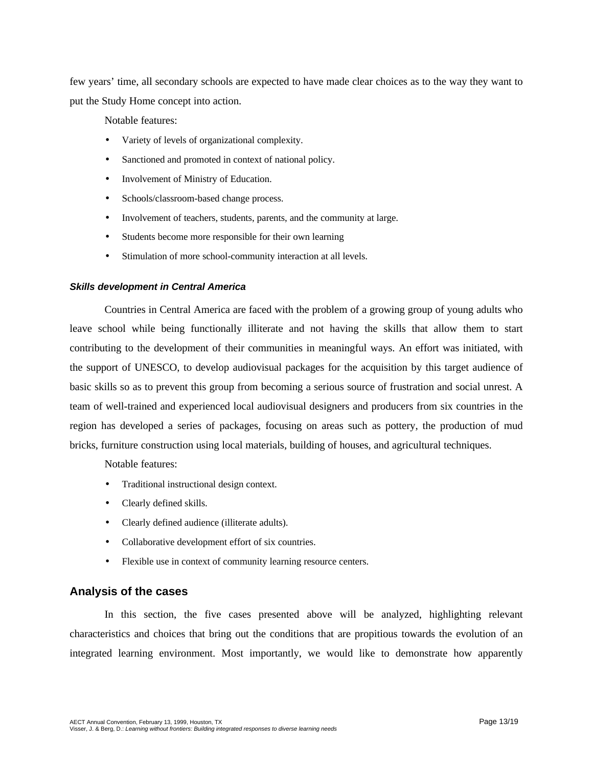few years' time, all secondary schools are expected to have made clear choices as to the way they want to put the Study Home concept into action.

Notable features:

- Variety of levels of organizational complexity.
- Sanctioned and promoted in context of national policy.
- Involvement of Ministry of Education.
- Schools/classroom-based change process.
- Involvement of teachers, students, parents, and the community at large.
- Students become more responsible for their own learning
- Stimulation of more school-community interaction at all levels.

### *Skills development in Central America*

Countries in Central America are faced with the problem of a growing group of young adults who leave school while being functionally illiterate and not having the skills that allow them to start contributing to the development of their communities in meaningful ways. An effort was initiated, with the support of UNESCO, to develop audiovisual packages for the acquisition by this target audience of basic skills so as to prevent this group from becoming a serious source of frustration and social unrest. A team of well-trained and experienced local audiovisual designers and producers from six countries in the region has developed a series of packages, focusing on areas such as pottery, the production of mud bricks, furniture construction using local materials, building of houses, and agricultural techniques.

Notable features:

- Traditional instructional design context.
- Clearly defined skills.
- Clearly defined audience (illiterate adults).
- Collaborative development effort of six countries.
- Flexible use in context of community learning resource centers.

## Analysis of the cases

In this section, the five cases presented above will be analyzed, highlighting relevant characteristics and choices that bring out the conditions that are propitious towards the evolution of an integrated learning environment. Most importantly, we would like to demonstrate how apparently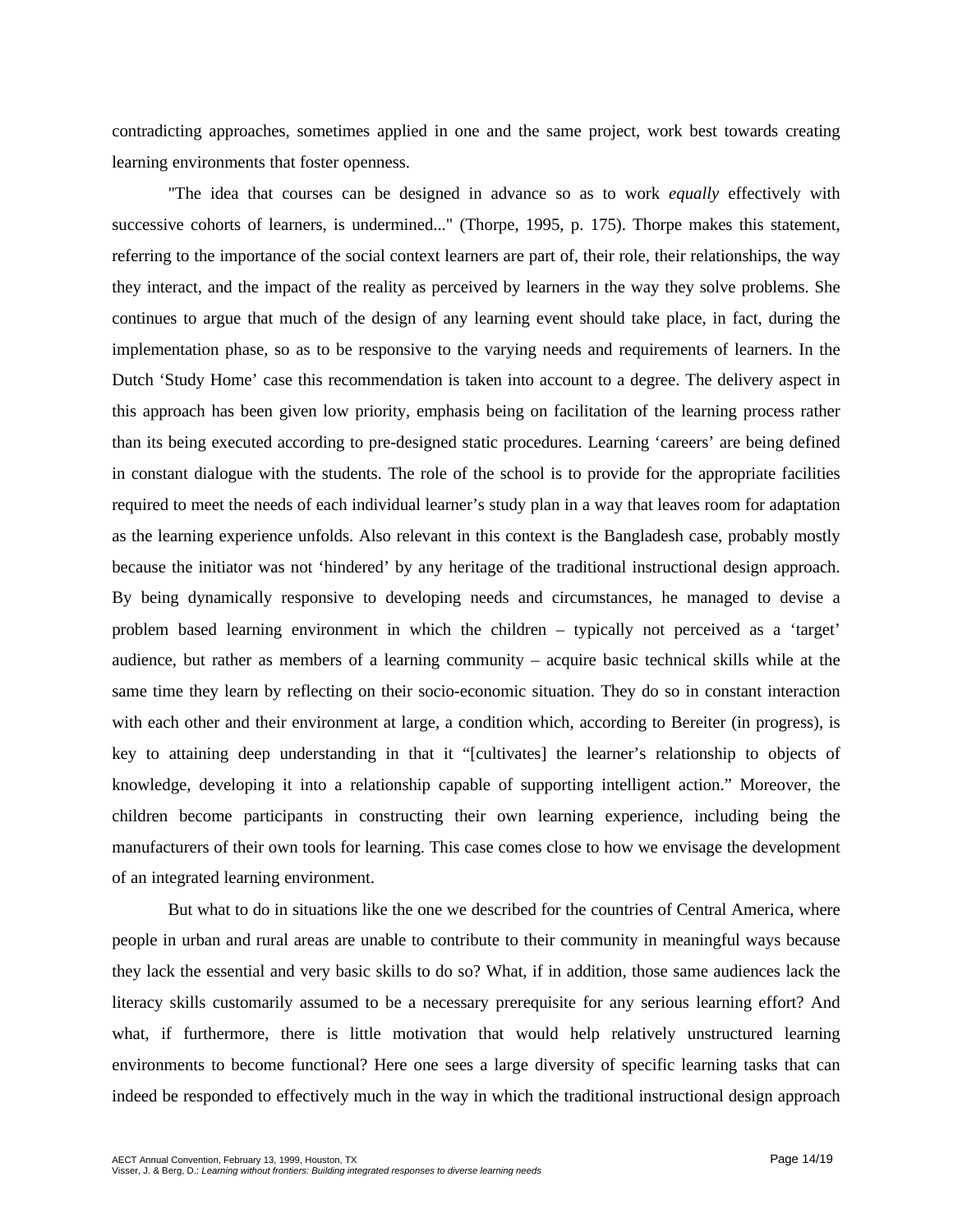contradicting approaches, sometimes applied in one and the same project, work best towards creating learning environments that foster openness.

"The idea that courses can be designed in advance so as to work *equally* effectively with successive cohorts of learners, is undermined..." (Thorpe, 1995, p. 175). Thorpe makes this statement, referring to the importance of the social context learners are part of, their role, their relationships, the way they interact, and the impact of the reality as perceived by learners in the way they solve problems. She continues to argue that much of the design of any learning event should take place, in fact, during the implementation phase, so as to be responsive to the varying needs and requirements of learners. In the Dutch 'Study Home' case this recommendation is taken into account to a degree. The delivery aspect in this approach has been given low priority, emphasis being on facilitation of the learning process rather than its being executed according to pre-designed static procedures. Learning 'careers' are being defined in constant dialogue with the students. The role of the school is to provide for the appropriate facilities required to meet the needs of each individual learner's study plan in a way that leaves room for adaptation as the learning experience unfolds. Also relevant in this context is the Bangladesh case, probably mostly because the initiator was not 'hindered' by any heritage of the traditional instructional design approach. By being dynamically responsive to developing needs and circumstances, he managed to devise a problem based learning environment in which the children – typically not perceived as a 'target' audience, but rather as members of a learning community – acquire basic technical skills while at the same time they learn by reflecting on their socio-economic situation. They do so in constant interaction with each other and their environment at large, a condition which, according to Bereiter (in progress), is key to attaining deep understanding in that it "[cultivates] the learner's relationship to objects of knowledge, developing it into a relationship capable of supporting intelligent action." Moreover, the children become participants in constructing their own learning experience, including being the manufacturers of their own tools for learning. This case comes close to how we envisage the development of an integrated learning environment.

But what to do in situations like the one we described for the countries of Central America, where people in urban and rural areas are unable to contribute to their community in meaningful ways because they lack the essential and very basic skills to do so? What, if in addition, those same audiences lack the literacy skills customarily assumed to be a necessary prerequisite for any serious learning effort? And what, if furthermore, there is little motivation that would help relatively unstructured learning environments to become functional? Here one sees a large diversity of specific learning tasks that can indeed be responded to effectively much in the way in which the traditional instructional design approach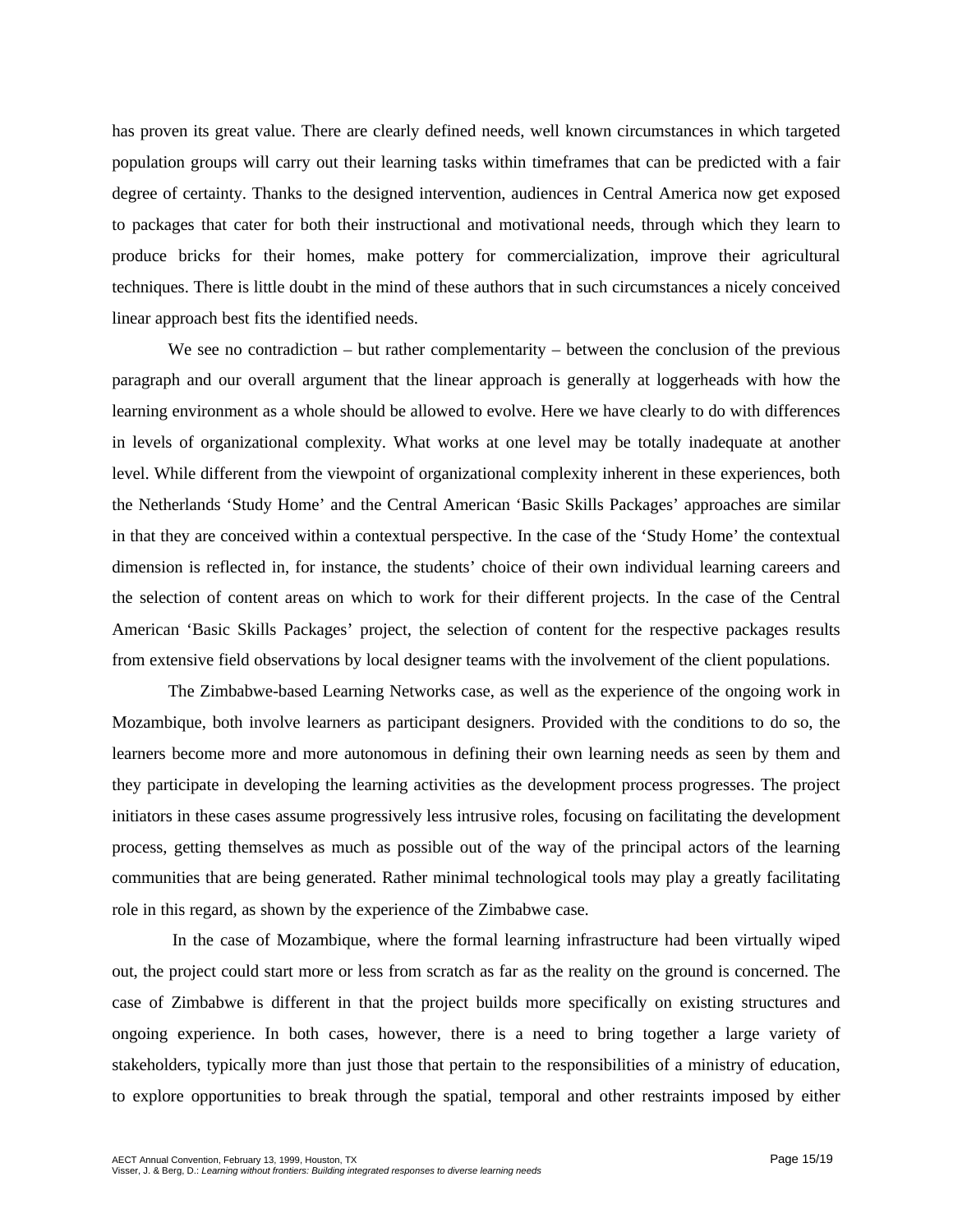has proven its great value. There are clearly defined needs, well known circumstances in which targeted population groups will carry out their learning tasks within timeframes that can be predicted with a fair degree of certainty. Thanks to the designed intervention, audiences in Central America now get exposed to packages that cater for both their instructional and motivational needs, through which they learn to produce bricks for their homes, make pottery for commercialization, improve their agricultural techniques. There is little doubt in the mind of these authors that in such circumstances a nicely conceived linear approach best fits the identified needs.

We see no contradiction – but rather complementarity – between the conclusion of the previous paragraph and our overall argument that the linear approach is generally at loggerheads with how the learning environment as a whole should be allowed to evolve. Here we have clearly to do with differences in levels of organizational complexity. What works at one level may be totally inadequate at another level. While different from the viewpoint of organizational complexity inherent in these experiences, both the Netherlands 'Study Home' and the Central American 'Basic Skills Packages' approaches are similar in that they are conceived within a contextual perspective. In the case of the 'Study Home' the contextual dimension is reflected in, for instance, the students' choice of their own individual learning careers and the selection of content areas on which to work for their different projects. In the case of the Central American 'Basic Skills Packages' project, the selection of content for the respective packages results from extensive field observations by local designer teams with the involvement of the client populations.

The Zimbabwe-based Learning Networks case, as well as the experience of the ongoing work in Mozambique, both involve learners as participant designers. Provided with the conditions to do so, the learners become more and more autonomous in defining their own learning needs as seen by them and they participate in developing the learning activities as the development process progresses. The project initiators in these cases assume progressively less intrusive roles, focusing on facilitating the development process, getting themselves as much as possible out of the way of the principal actors of the learning communities that are being generated. Rather minimal technological tools may play a greatly facilitating role in this regard, as shown by the experience of the Zimbabwe case.

In the case of Mozambique, where the formal learning infrastructure had been virtually wiped out, the project could start more or less from scratch as far as the reality on the ground is concerned. The case of Zimbabwe is different in that the project builds more specifically on existing structures and ongoing experience. In both cases, however, there is a need to bring together a large variety of stakeholders, typically more than just those that pertain to the responsibilities of a ministry of education, to explore opportunities to break through the spatial, temporal and other restraints imposed by either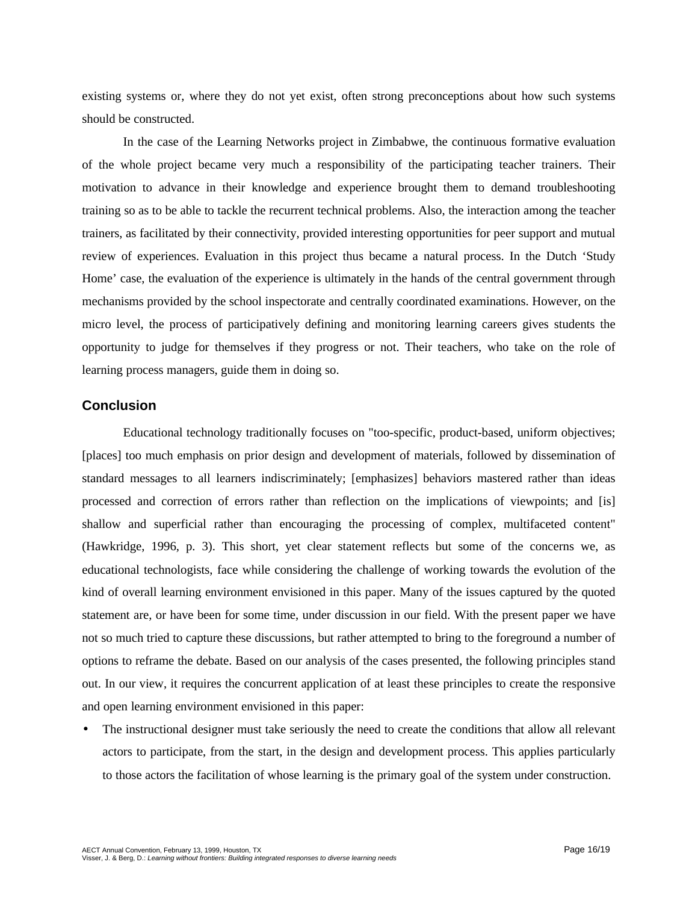existing systems or, where they do not yet exist, often strong preconceptions about how such systems should be constructed.

In the case of the Learning Networks project in Zimbabwe, the continuous formative evaluation of the whole project became very much a responsibility of the participating teacher trainers. Their motivation to advance in their knowledge and experience brought them to demand troubleshooting training so as to be able to tackle the recurrent technical problems. Also, the interaction among the teacher trainers, as facilitated by their connectivity, provided interesting opportunities for peer support and mutual review of experiences. Evaluation in this project thus became a natural process. In the Dutch 'Study Home' case, the evaluation of the experience is ultimately in the hands of the central government through mechanisms provided by the school inspectorate and centrally coordinated examinations. However, on the micro level, the process of participatively defining and monitoring learning careers gives students the opportunity to judge for themselves if they progress or not. Their teachers, who take on the role of learning process managers, guide them in doing so.

## Conclusion

Educational technology traditionally focuses on "too-specific, product-based, uniform objectives; [places] too much emphasis on prior design and development of materials, followed by dissemination of standard messages to all learners indiscriminately; [emphasizes] behaviors mastered rather than ideas processed and correction of errors rather than reflection on the implications of viewpoints; and [is] shallow and superficial rather than encouraging the processing of complex, multifaceted content" (Hawkridge, 1996, p. 3). This short, yet clear statement reflects but some of the concerns we, as educational technologists, face while considering the challenge of working towards the evolution of the kind of overall learning environment envisioned in this paper. Many of the issues captured by the quoted statement are, or have been for some time, under discussion in our field. With the present paper we have not so much tried to capture these discussions, but rather attempted to bring to the foreground a number of options to reframe the debate. Based on our analysis of the cases presented, the following principles stand out. In our view, it requires the concurrent application of at least these principles to create the responsive and open learning environment envisioned in this paper:

- The instructional designer must take seriously the need to create the conditions that allow all relevant actors to participate, from the start, in the design and development process. This applies particularly to those actors the facilitation of whose learning is the primary goal of the system under construction.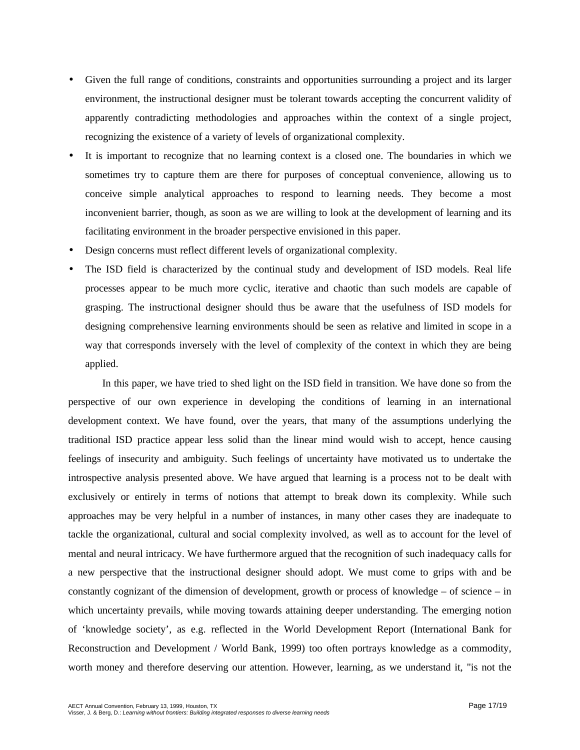- Given the full range of conditions, constraints and opportunities surrounding a project and its larger environment, the instructional designer must be tolerant towards accepting the concurrent validity of apparently contradicting methodologies and approaches within the context of a single project, recognizing the existence of a variety of levels of organizational complexity.
- It is important to recognize that no learning context is a closed one. The boundaries in which we sometimes try to capture them are there for purposes of conceptual convenience, allowing us to conceive simple analytical approaches to respond to learning needs. They become a most inconvenient barrier, though, as soon as we are willing to look at the development of learning and its facilitating environment in the broader perspective envisioned in this paper.
- Design concerns must reflect different levels of organizational complexity.
- The ISD field is characterized by the continual study and development of ISD models. Real life processes appear to be much more cyclic, iterative and chaotic than such models are capable of grasping. The instructional designer should thus be aware that the usefulness of ISD models for designing comprehensive learning environments should be seen as relative and limited in scope in a way that corresponds inversely with the level of complexity of the context in which they are being applied.

In this paper, we have tried to shed light on the ISD field in transition. We have done so from the perspective of our own experience in developing the conditions of learning in an international development context. We have found, over the years, that many of the assumptions underlying the traditional ISD practice appear less solid than the linear mind would wish to accept, hence causing feelings of insecurity and ambiguity. Such feelings of uncertainty have motivated us to undertake the introspective analysis presented above. We have argued that learning is a process not to be dealt with exclusively or entirely in terms of notions that attempt to break down its complexity. While such approaches may be very helpful in a number of instances, in many other cases they are inadequate to tackle the organizational, cultural and social complexity involved, as well as to account for the level of mental and neural intricacy. We have furthermore argued that the recognition of such inadequacy calls for a new perspective that the instructional designer should adopt. We must come to grips with and be constantly cognizant of the dimension of development, growth or process of knowledge – of science – in which uncertainty prevails, while moving towards attaining deeper understanding. The emerging notion of 'knowledge society', as e.g. reflected in the World Development Report (International Bank for Reconstruction and Development / World Bank, 1999) too often portrays knowledge as a commodity, worth money and therefore deserving our attention. However, learning, as we understand it, "is not the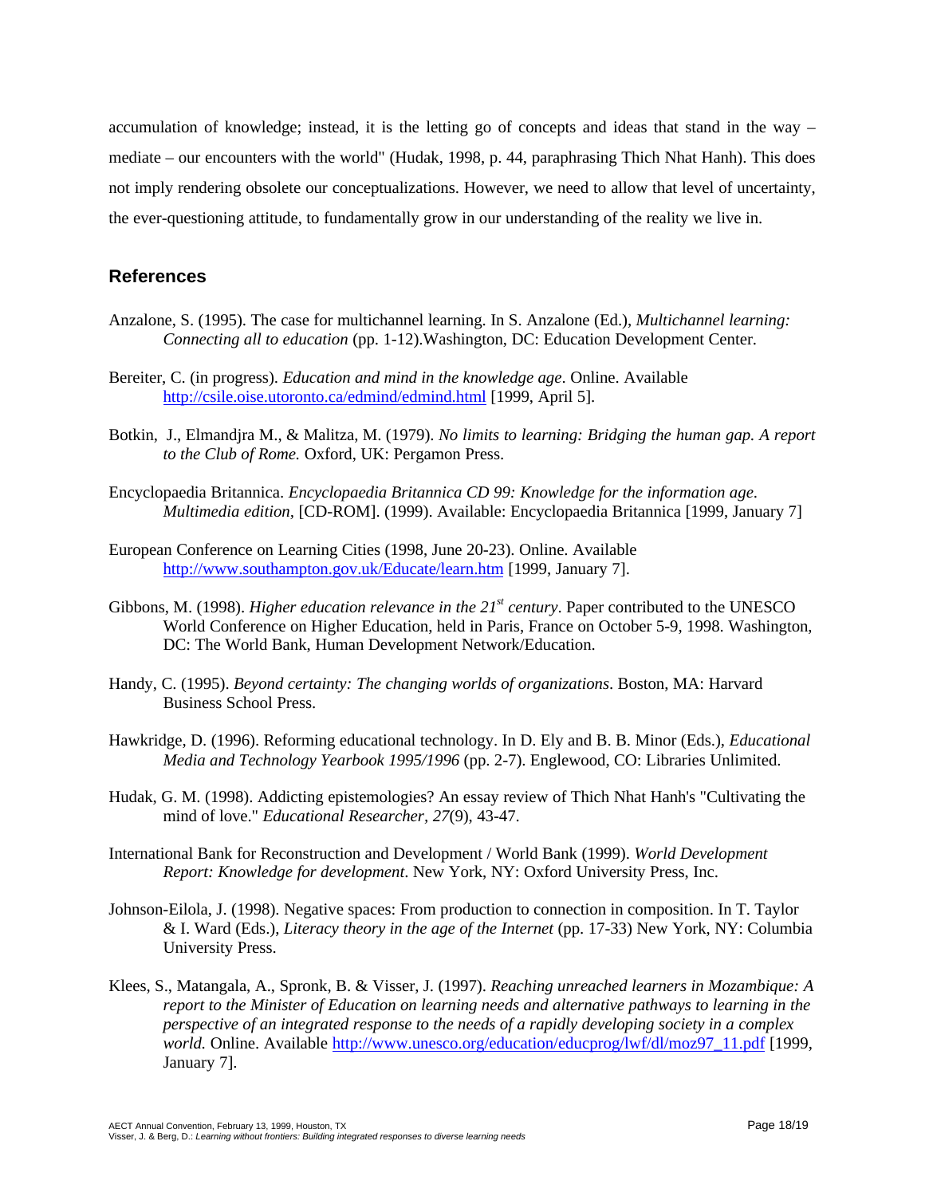accumulation of knowledge; instead, it is the letting go of concepts and ideas that stand in the way – mediate – our encounters with the world" (Hudak, 1998, p. 44, paraphrasing Thich Nhat Hanh). This does not imply rendering obsolete our conceptualizations. However, we need to allow that level of uncertainty, the ever-questioning attitude, to fundamentally grow in our understanding of the reality we live in.

## References

Anzalone, S. (1995). The case for multichannel learning. In S. Anzalone (Ed.), *Multichannel learning: Connecting all to education* (pp. 1-12).Washington, DC: Education Development Center.

Bereiter, C. (in progress). *Education and mind in the knowledge age*. Online. Available http://csile.oise.utoronto.ca/edmind/edmind.html [1999, April 5].

Botkin, J., Elmandjra M., & Malitza, M. (1979). *No limits to learning: Bridging the human gap. A report to the Club of Rome.* Oxford, UK: Pergamon Press.

Encyclopaedia Britannica. *Encyclopaedia Britannica CD 99: Knowledge for the information age. Multimedia edition,* [CD-ROM]. (1999). Available: Encyclopaedia Britannica [1999, January 7]

European Conference on Learning Cities (1998, June 20-23). Online. Available http://www.southampton.gov.uk/Educate/learn.htm [1999, January 7].

Gibbons, M. (1998). *Higher education relevance in the 21st century*. Paper contributed to the UNESCO World Conference on Higher Education, held in Paris, France on October 5-9, 1998. Washington, DC: The World Bank, Human Development Network/Education.

Handy, C. (1995). *Beyond certainty: The changing worlds of organizations*. Boston, MA: Harvard Business School Press.

Hawkridge, D. (1996). Reforming educational technology. In D. Ely and B. B. Minor (Eds.), *Educational Media and Technology Yearbook 1995/1996* (pp. 2-7). Englewood, CO: Libraries Unlimited.

Hudak, G. M. (1998). Addicting epistemologies? An essay review of Thich Nhat Hanh's "Cultivating the mind of love." *Educational Researcher*, *27*(9), 43-47.

International Bank for Reconstruction and Development / World Bank (1999). *World Development Report: Knowledge for development*. New York, NY: Oxford University Press, Inc.

Johnson-Eilola, J. (1998). Negative spaces: From production to connection in composition. In T. Taylor & I. Ward (Eds.), *Literacy theory in the age of the Internet* (pp. 17-33) New York, NY: Columbia University Press.

Klees, S., Matangala, A., Spronk, B. & Visser, J. (1997). *Reaching unreached learners in Mozambique: A report to the Minister of Education on learning needs and alternative pathways to learning in the perspective of an integrated response to the needs of a rapidly developing society in a complex world.* Online. Available http://www.unesco.org/education/educprog/lwf/dl/moz97_11.pdf [1999, January 7].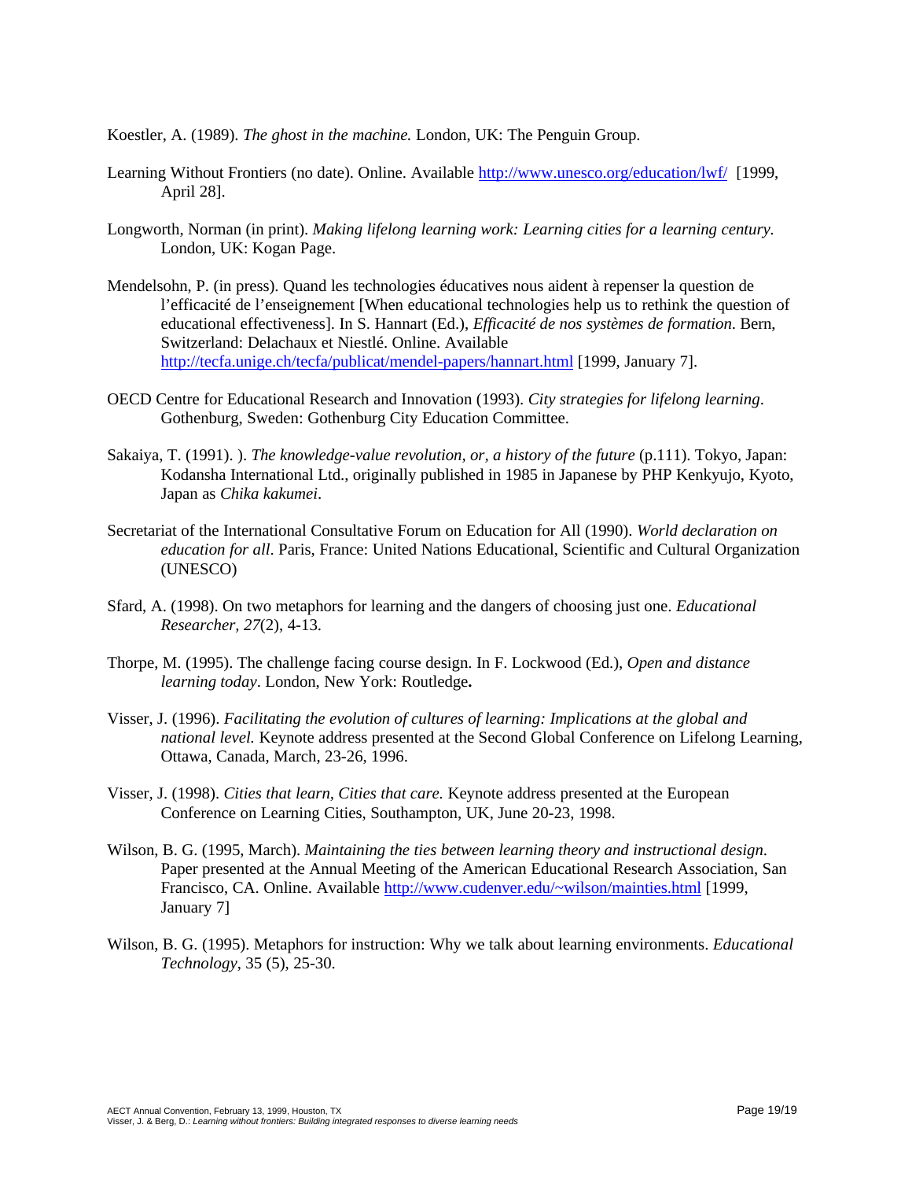Koestler, A. (1989). *The ghost in the machine.* London, UK: The Penguin Group.

Learning Without Frontiers (no date). Online. Available http://www.unesco.org/education/lwf/ [1999, April 28].

Longworth, Norman (in print). *Making lifelong learning work: Learning cities for a learning century.* London, UK: Kogan Page.

Mendelsohn, P. (in press). Quand les technologies éducatives nous aident à repenser la question de l'efficacité de l'enseignement [When educational technologies help us to rethink the question of educational effectiveness]. In S. Hannart (Ed.), *Efficacité de nos systèmes de formation*. Bern, Switzerland: Delachaux et Niestlé. Online. Available http://tecfa.unige.ch/tecfa/publicat/mendel-papers/hannart.html [1999, January 7].

OECD Centre for Educational Research and Innovation (1993). *City strategies for lifelong learning*. Gothenburg, Sweden: Gothenburg City Education Committee.

Sakaiya, T. (1991). ). *The knowledge-value revolution, or, a history of the future* (p.111). Tokyo, Japan: Kodansha International Ltd., originally published in 1985 in Japanese by PHP Kenkyujo, Kyoto, Japan as *Chika kakumei*.

Secretariat of the International Consultative Forum on Education for All (1990). *World declaration on education for all*. Paris, France: United Nations Educational, Scientific and Cultural Organization (UNESCO)

Sfard, A. (1998). On two metaphors for learning and the dangers of choosing just one. *Educational Researcher, 27*(2), 4-13.

Thorpe, M. (1995). The challenge facing course design. In F. Lockwood (Ed.), *Open and distance learning today*. London, New York: Routledge**.**

Visser, J. (1996). *Facilitating the evolution of cultures of learning: Implications at the global and national level.* Keynote address presented at the Second Global Conference on Lifelong Learning, Ottawa, Canada, March, 23-26, 1996.

Visser, J. (1998). *Cities that learn, Cities that care.* Keynote address presented at the European Conference on Learning Cities, Southampton, UK, June 20-23, 1998.

Wilson, B. G. (1995, March). *Maintaining the ties between learning theory and instructional design.* Paper presented at the Annual Meeting of the American Educational Research Association, San Francisco, CA. Online. Available http://www.cudenver.edu/~wilson/mainties.html [1999, January 7]

Wilson, B. G. (1995). Metaphors for instruction: Why we talk about learning environments. *Educational Technology*, 35 (5), 25-30.